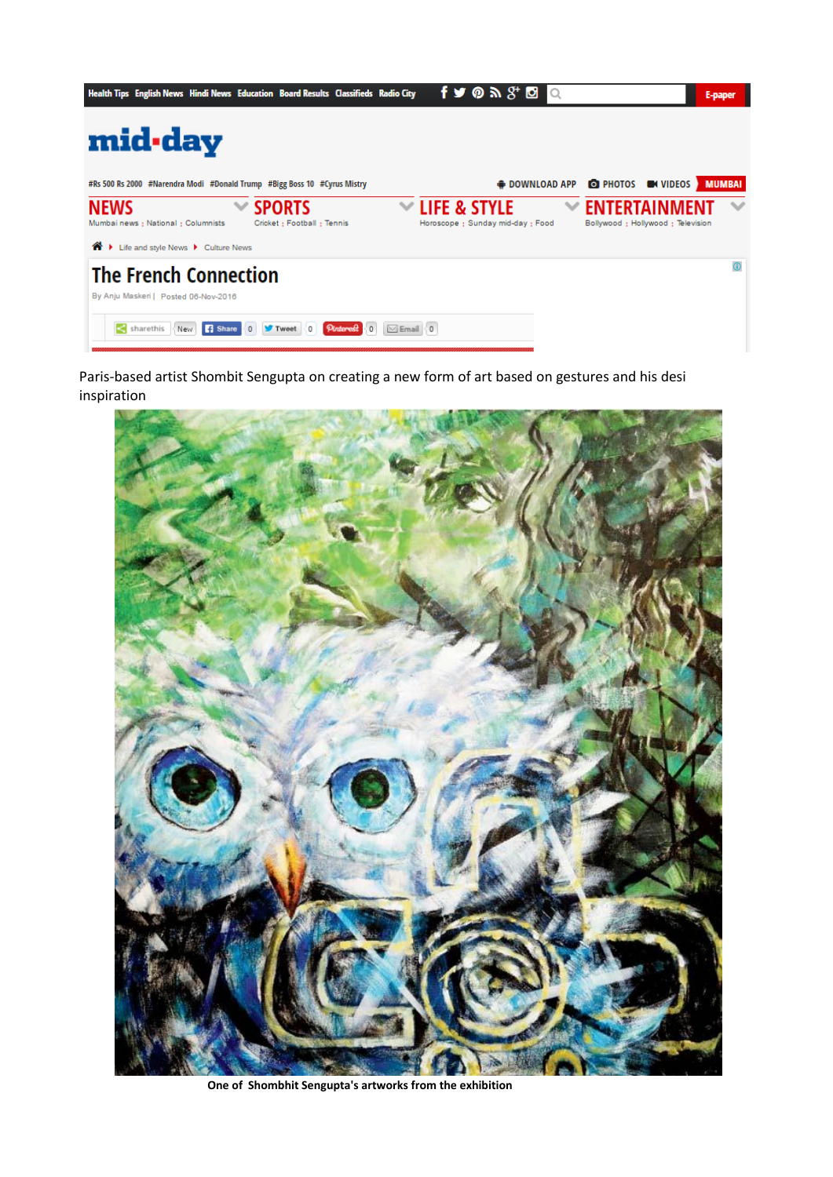# The French Connection

By Anju Maskeri | Posted 06-Nov-2016

Paris-based artist Shombit Sengupta on creating a new form of art based on gestures and his desi inspiration

**One of Shombhit Sengupta's artworks from the exhibition**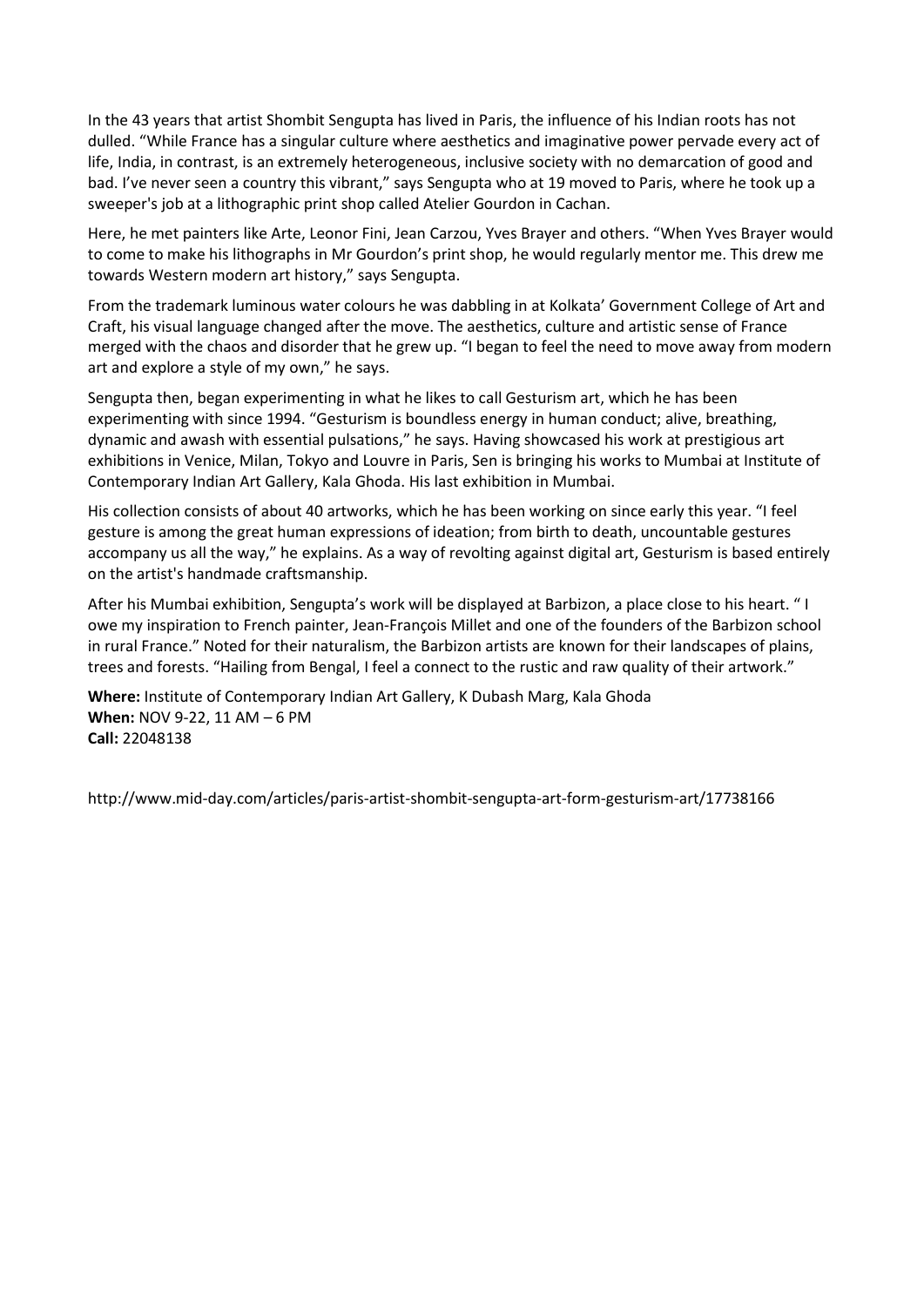In the 43 years that artist Shombit Sengupta has lived in Paris, the influence of his Indian roots has not dulled. "While France has a singular culture where aesthetics and imaginative power pervade every act of life, India, in contrast, is an extremely heterogeneous, inclusive society with no demarcation of good and bad. I've never seen a country this vibrant," says Sengupta who at 19 moved to Paris, where he took up a sweeper's job at a lithographic print shop called Atelier Gourdon in Cachan.

Here, he met painters like Arte, Leonor Fini, Jean Carzou, Yves Brayer and others. "When Yves Brayer would to come to make his lithographs in Mr Gourdon's print shop, he would regularly mentor me. This drew me towards Western modern art history," says Sengupta.

From the trademark luminous water colours he was dabbling in at Kolkata' Government College of Art and Craft, his visual language changed after the move. The aesthetics, culture and artistic sense of France merged with the chaos and disorder that he grew up. "I began to feel the need to move away from modern art and explore a style of my own," he says.

Sengupta then, began experimenting in what he likes to call Gesturism art, which he has been experimenting with since 1994. "Gesturism is boundless energy in human conduct; alive, breathing, dynamic and awash with essential pulsations," he says. Having showcased his work at prestigious art exhibitions in Venice, Milan, Tokyo and Louvre in Paris, Sen is bringing his works to Mumbai at Institute of Contemporary Indian Art Gallery, Kala Ghoda. His last exhibition in Mumbai.

His collection consists of about 40 artworks, which he has been working on since early this year. "I feel gesture is among the great human expressions of ideation; from birth to death, uncountable gestures accompany us all the way," he explains. As a way of revolting against digital art, Gesturism is based entirely on the artist's handmade craftsmanship.

After his Mumbai exhibition, Sengupta's work will be displayed at Barbizon, a place close to his heart. " I owe my inspiration to French painter, Jean-François Millet and one of the founders of the Barbizon school in rural France." Noted for their naturalism, the Barbizon artists are known for their landscapes of plains, trees and forests. "Hailing from Bengal, I feel a connect to the rustic and raw quality of their artwork."

**Where:** Institute of Contemporary Indian Art Gallery, K Dubash Marg, Kala Ghoda
**When:** NOV 9-22, 11 AM – 6 PM
**Call:** 22048138

http://www.mid-day.com/articles/paris-artist-shombit-sengupta-art-form-gesturism-art/17738166